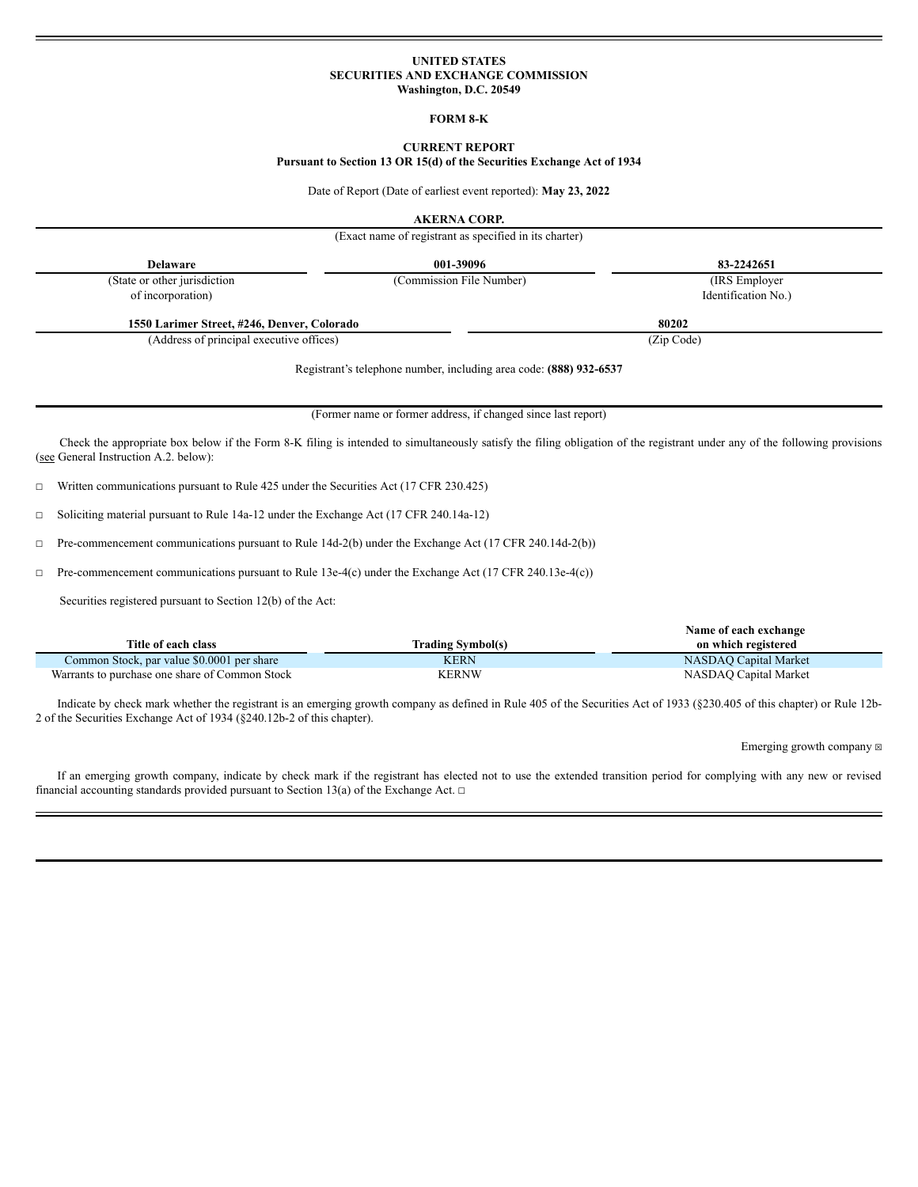**UNITED STATES**
**SECURITIES AND EXCHANGE COMMISSION**
**Washington, D.C. 20549**

**FORM 8-K**

**CURRENT REPORT**
**Pursuant to Section 13 OR 15(d) of the Securities Exchange Act of 1934**

Date of Report (Date of earliest event reported): **May 23, 2022**

**AKERNA CORP.**
(Exact name of registrant as specified in its charter)

| **Delaware** | **001-39096** | **83-2242651** |
|---|---|---|
| (State or other jurisdiction of incorporation) | (Commission File Number) | (IRS Employer Identification No.) |

| **1550 Larimer Street, #246, Denver, Colorado** | **80202** |
|---|---|
| (Address of principal executive offices) | (Zip Code) |

Registrant's telephone number, including area code: **(888) 932-6537**

(Former name or former address, if changed since last report)

Check the appropriate box below if the Form 8-K filing is intended to simultaneously satisfy the filing obligation of the registrant under any of the following provisions (see General Instruction A.2. below):

☐ Written communications pursuant to Rule 425 under the Securities Act (17 CFR 230.425)

☐ Soliciting material pursuant to Rule 14a-12 under the Exchange Act (17 CFR 240.14a-12)

☐ Pre-commencement communications pursuant to Rule 14d-2(b) under the Exchange Act (17 CFR 240.14d-2(b))

☐ Pre-commencement communications pursuant to Rule 13e-4(c) under the Exchange Act (17 CFR 240.13e-4(c))

Securities registered pursuant to Section 12(b) of the Act:

| Title of each class | Trading Symbol(s) | Name of each exchange on which registered |
|---|---|---|
| Common Stock, par value $0.0001 per share | KERN | NASDAQ Capital Market |
| Warrants to purchase one share of Common Stock | KERNW | NASDAQ Capital Market |

Indicate by check mark whether the registrant is an emerging growth company as defined in Rule 405 of the Securities Act of 1933 (§230.405 of this chapter) or Rule 12b-2 of the Securities Exchange Act of 1934 (§240.12b-2 of this chapter).

Emerging growth company ☒

If an emerging growth company, indicate by check mark if the registrant has elected not to use the extended transition period for complying with any new or revised financial accounting standards provided pursuant to Section 13(a) of the Exchange Act. ☐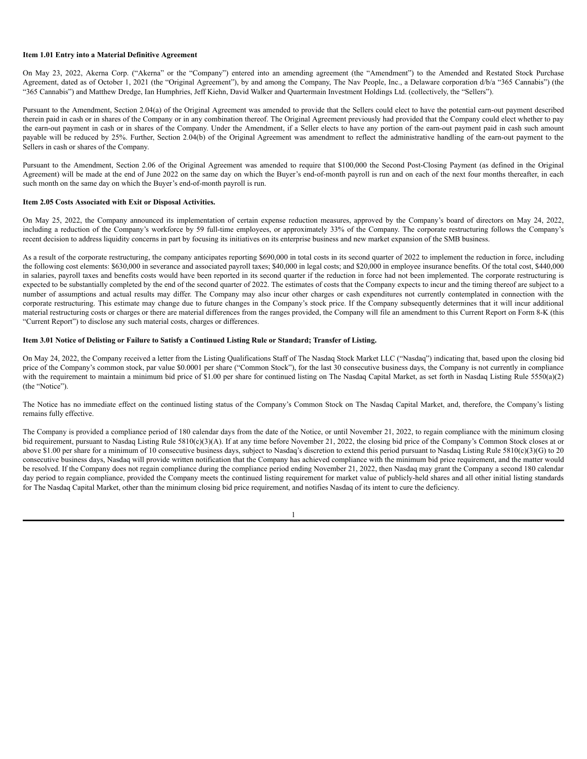**Item 1.01 Entry into a Material Definitive Agreement**

On May 23, 2022, Akerna Corp. ("Akerna" or the "Company") entered into an amending agreement (the "Amendment") to the Amended and Restated Stock Purchase Agreement, dated as of October 1, 2021 (the "Original Agreement"), by and among the Company, The Nav People, Inc., a Delaware corporation d/b/a "365 Cannabis") (the "365 Cannabis") and Matthew Dredge, Ian Humphries, Jeff Kiehn, David Walker and Quartermain Investment Holdings Ltd. (collectively, the "Sellers").

Pursuant to the Amendment, Section 2.04(a) of the Original Agreement was amended to provide that the Sellers could elect to have the potential earn-out payment described therein paid in cash or in shares of the Company or in any combination thereof. The Original Agreement previously had provided that the Company could elect whether to pay the earn-out payment in cash or in shares of the Company. Under the Amendment, if a Seller elects to have any portion of the earn-out payment paid in cash such amount payable will be reduced by 25%. Further, Section 2.04(b) of the Original Agreement was amendment to reflect the administrative handling of the earn-out payment to the Sellers in cash or shares of the Company.

Pursuant to the Amendment, Section 2.06 of the Original Agreement was amended to require that $100,000 the Second Post-Closing Payment (as defined in the Original Agreement) will be made at the end of June 2022 on the same day on which the Buyer's end-of-month payroll is run and on each of the next four months thereafter, in each such month on the same day on which the Buyer's end-of-month payroll is run.

**Item 2.05 Costs Associated with Exit or Disposal Activities.**

On May 25, 2022, the Company announced its implementation of certain expense reduction measures, approved by the Company's board of directors on May 24, 2022, including a reduction of the Company's workforce by 59 full-time employees, or approximately 33% of the Company. The corporate restructuring follows the Company's recent decision to address liquidity concerns in part by focusing its initiatives on its enterprise business and new market expansion of the SMB business.

As a result of the corporate restructuring, the company anticipates reporting $690,000 in total costs in its second quarter of 2022 to implement the reduction in force, including the following cost elements: $630,000 in severance and associated payroll taxes; $40,000 in legal costs; and $20,000 in employee insurance benefits. Of the total cost, $440,000 in salaries, payroll taxes and benefits costs would have been reported in its second quarter if the reduction in force had not been implemented. The corporate restructuring is expected to be substantially completed by the end of the second quarter of 2022. The estimates of costs that the Company expects to incur and the timing thereof are subject to a number of assumptions and actual results may differ. The Company may also incur other charges or cash expenditures not currently contemplated in connection with the corporate restructuring. This estimate may change due to future changes in the Company's stock price. If the Company subsequently determines that it will incur additional material restructuring costs or charges or there are material differences from the ranges provided, the Company will file an amendment to this Current Report on Form 8-K (this "Current Report") to disclose any such material costs, charges or differences.

**Item 3.01 Notice of Delisting or Failure to Satisfy a Continued Listing Rule or Standard; Transfer of Listing.**

On May 24, 2022, the Company received a letter from the Listing Qualifications Staff of The Nasdaq Stock Market LLC ("Nasdaq") indicating that, based upon the closing bid price of the Company's common stock, par value $0.0001 per share ("Common Stock"), for the last 30 consecutive business days, the Company is not currently in compliance with the requirement to maintain a minimum bid price of $1.00 per share for continued listing on The Nasdaq Capital Market, as set forth in Nasdaq Listing Rule 5550(a)(2) (the "Notice").

The Notice has no immediate effect on the continued listing status of the Company's Common Stock on The Nasdaq Capital Market, and, therefore, the Company's listing remains fully effective.

The Company is provided a compliance period of 180 calendar days from the date of the Notice, or until November 21, 2022, to regain compliance with the minimum closing bid requirement, pursuant to Nasdaq Listing Rule 5810(c)(3)(A). If at any time before November 21, 2022, the closing bid price of the Company's Common Stock closes at or above $1.00 per share for a minimum of 10 consecutive business days, subject to Nasdaq's discretion to extend this period pursuant to Nasdaq Listing Rule 5810(c)(3)(G) to 20 consecutive business days, Nasdaq will provide written notification that the Company has achieved compliance with the minimum bid price requirement, and the matter would be resolved. If the Company does not regain compliance during the compliance period ending November 21, 2022, then Nasdaq may grant the Company a second 180 calendar day period to regain compliance, provided the Company meets the continued listing requirement for market value of publicly-held shares and all other initial listing standards for The Nasdaq Capital Market, other than the minimum closing bid price requirement, and notifies Nasdaq of its intent to cure the deficiency.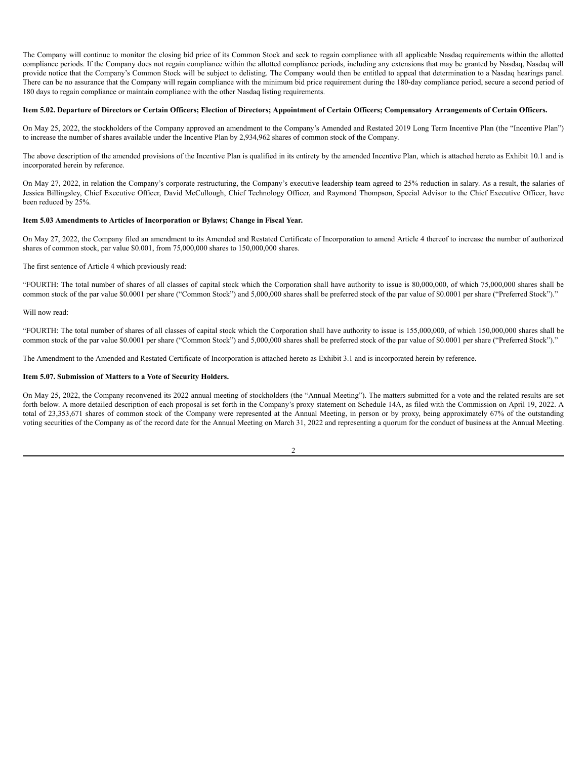The Company will continue to monitor the closing bid price of its Common Stock and seek to regain compliance with all applicable Nasdaq requirements within the allotted compliance periods. If the Company does not regain compliance within the allotted compliance periods, including any extensions that may be granted by Nasdaq, Nasdaq will provide notice that the Company's Common Stock will be subject to delisting. The Company would then be entitled to appeal that determination to a Nasdaq hearings panel. There can be no assurance that the Company will regain compliance with the minimum bid price requirement during the 180-day compliance period, secure a second period of 180 days to regain compliance or maintain compliance with the other Nasdaq listing requirements.

**Item 5.02. Departure of Directors or Certain Officers; Election of Directors; Appointment of Certain Officers; Compensatory Arrangements of Certain Officers.**

On May 25, 2022, the stockholders of the Company approved an amendment to the Company's Amended and Restated 2019 Long Term Incentive Plan (the "Incentive Plan") to increase the number of shares available under the Incentive Plan by 2,934,962 shares of common stock of the Company.

The above description of the amended provisions of the Incentive Plan is qualified in its entirety by the amended Incentive Plan, which is attached hereto as Exhibit 10.1 and is incorporated herein by reference.

On May 27, 2022, in relation the Company's corporate restructuring, the Company's executive leadership team agreed to 25% reduction in salary. As a result, the salaries of Jessica Billingsley, Chief Executive Officer, David McCullough, Chief Technology Officer, and Raymond Thompson, Special Advisor to the Chief Executive Officer, have been reduced by 25%.

**Item 5.03 Amendments to Articles of Incorporation or Bylaws; Change in Fiscal Year.**

On May 27, 2022, the Company filed an amendment to its Amended and Restated Certificate of Incorporation to amend Article 4 thereof to increase the number of authorized shares of common stock, par value $0.001, from 75,000,000 shares to 150,000,000 shares.

The first sentence of Article 4 which previously read:

"FOURTH: The total number of shares of all classes of capital stock which the Corporation shall have authority to issue is 80,000,000, of which 75,000,000 shares shall be common stock of the par value $0.0001 per share ("Common Stock") and 5,000,000 shares shall be preferred stock of the par value of $0.0001 per share ("Preferred Stock")."

Will now read:

"FOURTH: The total number of shares of all classes of capital stock which the Corporation shall have authority to issue is 155,000,000, of which 150,000,000 shares shall be common stock of the par value $0.0001 per share ("Common Stock") and 5,000,000 shares shall be preferred stock of the par value of $0.0001 per share ("Preferred Stock")."

The Amendment to the Amended and Restated Certificate of Incorporation is attached hereto as Exhibit 3.1 and is incorporated herein by reference.

**Item 5.07. Submission of Matters to a Vote of Security Holders.**

On May 25, 2022, the Company reconvened its 2022 annual meeting of stockholders (the "Annual Meeting"). The matters submitted for a vote and the related results are set forth below. A more detailed description of each proposal is set forth in the Company's proxy statement on Schedule 14A, as filed with the Commission on April 19, 2022. A total of 23,353,671 shares of common stock of the Company were represented at the Annual Meeting, in person or by proxy, being approximately 67% of the outstanding voting securities of the Company as of the record date for the Annual Meeting on March 31, 2022 and representing a quorum for the conduct of business at the Annual Meeting.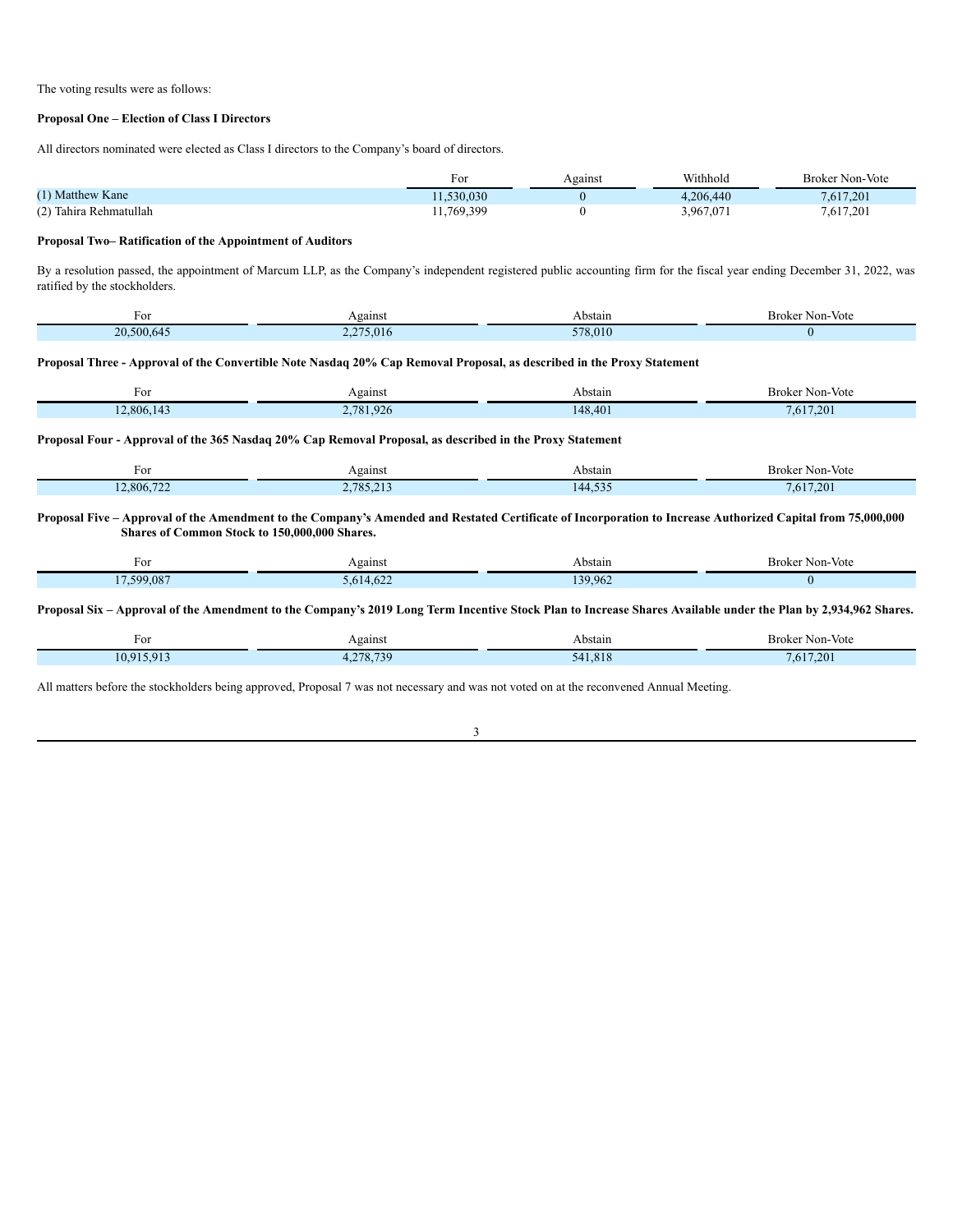The voting results were as follows:

**Proposal One – Election of Class I Directors**

All directors nominated were elected as Class I directors to the Company's board of directors.

| | For | Against | Withhold | Broker Non-Vote |
|---|---|---|---|---|
| (1) Matthew Kane | 11,530,030 | 0 | 4,206,440 | 7,617,201 |
| (2) Tahira Rehmatullah | 11,769,399 | 0 | 3,967,071 | 7,617,201 |

**Proposal Two– Ratification of the Appointment of Auditors**

By a resolution passed, the appointment of Marcum LLP, as the Company's independent registered public accounting firm for the fiscal year ending December 31, 2022, was ratified by the stockholders.

| For | Against | Abstain | Broker Non-Vote |
|---|---|---|---|
| 20,500,645 | 2,275,016 | 578,010 | 0 |

**Proposal Three - Approval of the Convertible Note Nasdaq 20% Cap Removal Proposal, as described in the Proxy Statement**

| For | Against | Abstain | Broker Non-Vote |
|---|---|---|---|
| 12,806,143 | 2,781,926 | 148,401 | 7,617,201 |

**Proposal Four - Approval of the 365 Nasdaq 20% Cap Removal Proposal, as described in the Proxy Statement**

| For | Against | Abstain | Broker Non-Vote |
|---|---|---|---|
| 12,806,722 | 2,785,213 | 144,535 | 7,617,201 |

**Proposal Five – Approval of the Amendment to the Company's Amended and Restated Certificate of Incorporation to Increase Authorized Capital from 75,000,000 Shares of Common Stock to 150,000,000 Shares.**

| For | Against | Abstain | Broker Non-Vote |
|---|---|---|---|
| 17,599,087 | 5,614,622 | 139,962 | 0 |

**Proposal Six – Approval of the Amendment to the Company's 2019 Long Term Incentive Stock Plan to Increase Shares Available under the Plan by 2,934,962 Shares.**

| For | Against | Abstain | Broker Non-Vote |
|---|---|---|---|
| 10,915,913 | 4,278,739 | 541,818 | 7,617,201 |

All matters before the stockholders being approved, Proposal 7 was not necessary and was not voted on at the reconvened Annual Meeting.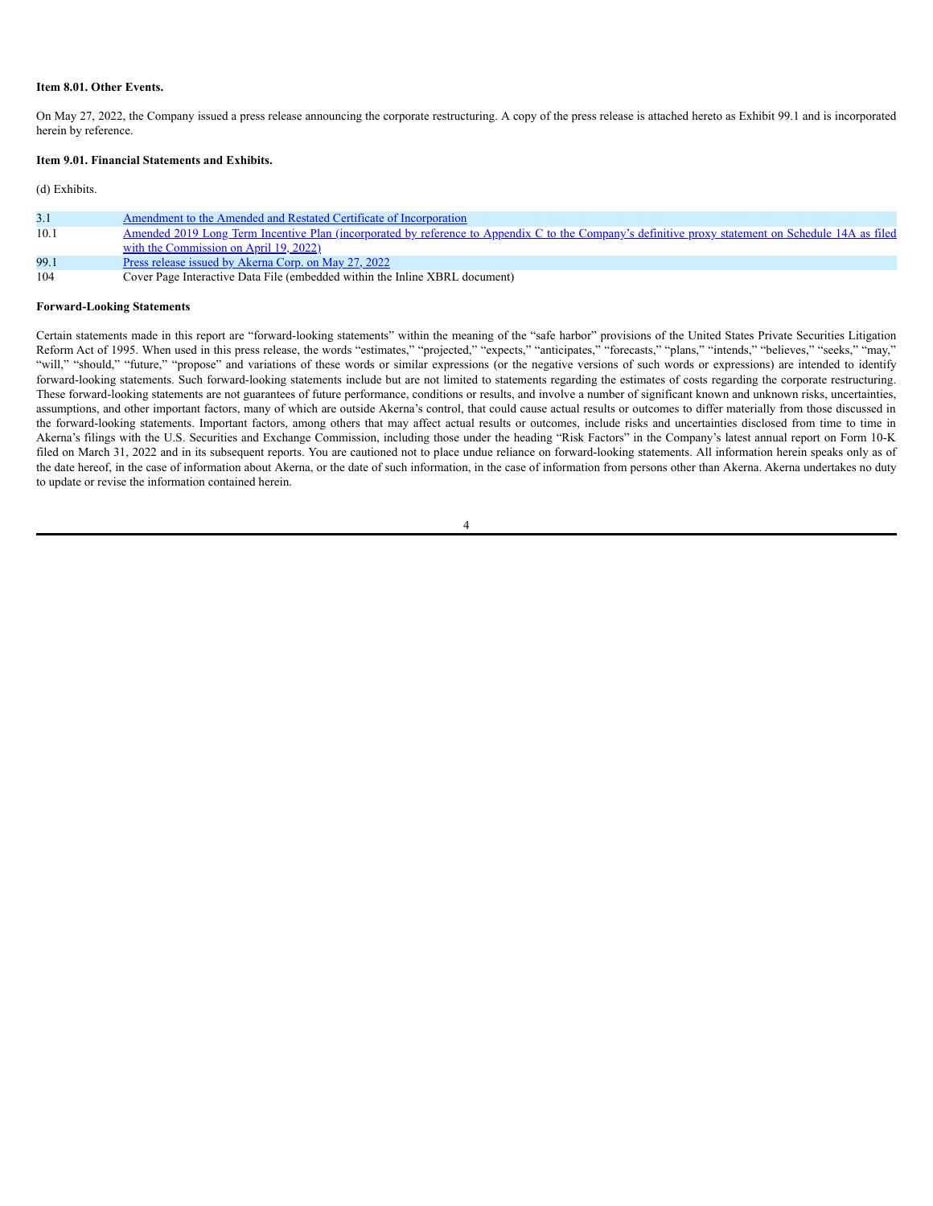**Item 8.01. Other Events.**

On May 27, 2022, the Company issued a press release announcing the corporate restructuring. A copy of the press release is attached hereto as Exhibit 99.1 and is incorporated herein by reference.

**Item 9.01. Financial Statements and Exhibits.**

(d) Exhibits.

| | |
|---|---|
| 3.1 | Amendment to the Amended and Restated Certificate of Incorporation |
| 10.1 | Amended 2019 Long Term Incentive Plan (incorporated by reference to Appendix C to the Company's definitive proxy statement on Schedule 14A as filed with the Commission on April 19, 2022) |
| 99.1 | Press release issued by Akerna Corp. on May 27, 2022 |
| 104 | Cover Page Interactive Data File (embedded within the Inline XBRL document) |

**Forward-Looking Statements**

Certain statements made in this report are "forward-looking statements" within the meaning of the "safe harbor" provisions of the United States Private Securities Litigation Reform Act of 1995. When used in this press release, the words "estimates," "projected," "expects," "anticipates," "forecasts," "plans," "intends," "believes," "seeks," "may," "will," "should," "future," "propose" and variations of these words or similar expressions (or the negative versions of such words or expressions) are intended to identify forward-looking statements. Such forward-looking statements include but are not limited to statements regarding the estimates of costs regarding the corporate restructuring. These forward-looking statements are not guarantees of future performance, conditions or results, and involve a number of significant known and unknown risks, uncertainties, assumptions, and other important factors, many of which are outside Akerna's control, that could cause actual results or outcomes to differ materially from those discussed in the forward-looking statements. Important factors, among others that may affect actual results or outcomes, include risks and uncertainties disclosed from time to time in Akerna's filings with the U.S. Securities and Exchange Commission, including those under the heading "Risk Factors" in the Company's latest annual report on Form 10-K filed on March 31, 2022 and in its subsequent reports. You are cautioned not to place undue reliance on forward-looking statements. All information herein speaks only as of the date hereof, in the case of information about Akerna, or the date of such information, in the case of information from persons other than Akerna. Akerna undertakes no duty to update or revise the information contained herein.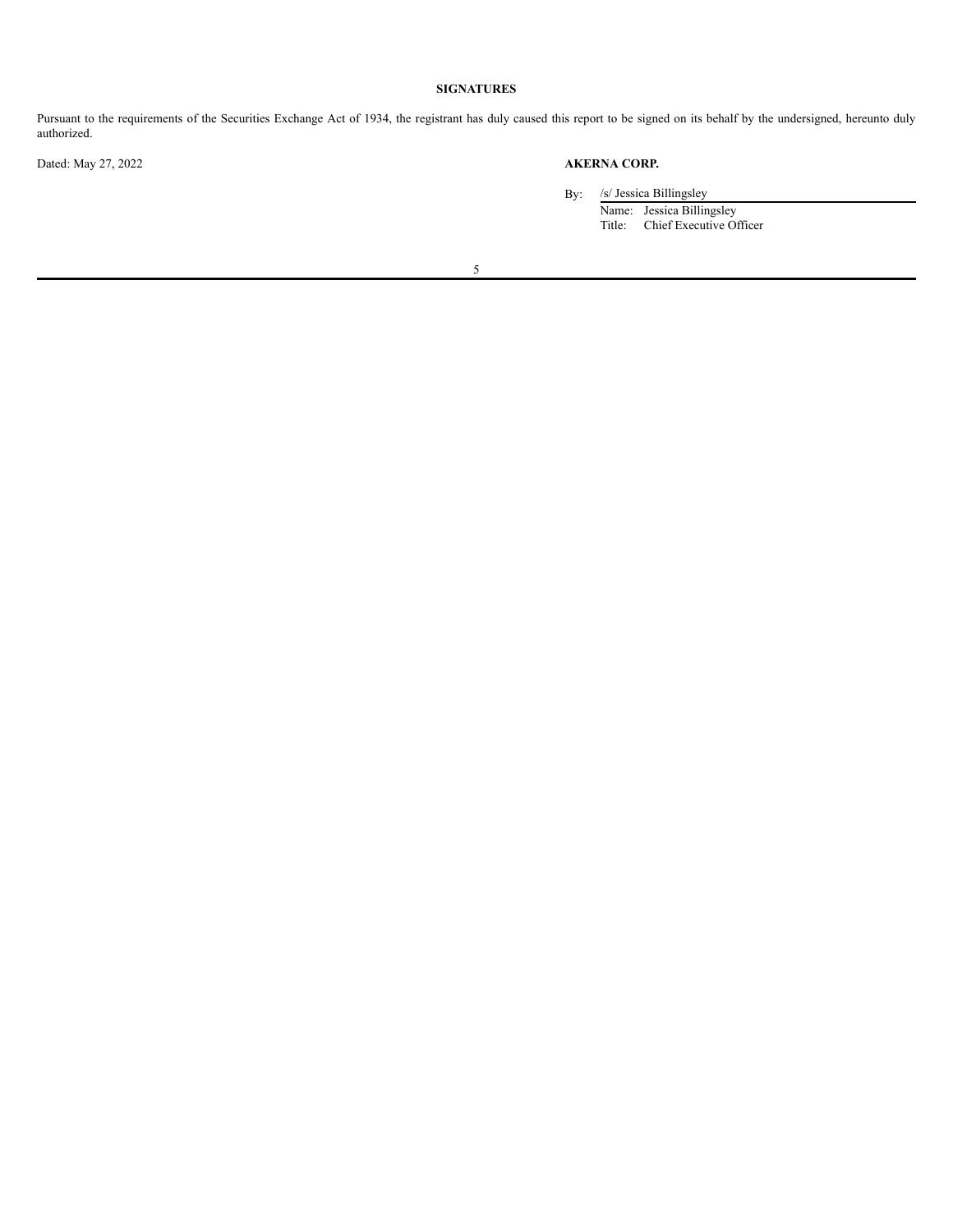## SIGNATURES

Pursuant to the requirements of the Securities Exchange Act of 1934, the registrant has duly caused this report to be signed on its behalf by the undersigned, hereunto duly authorized.

Dated: May 27, 2022

**AKERNA CORP.**

By: /s/ Jessica Billingsley
Name: Jessica Billingsley
Title: Chief Executive Officer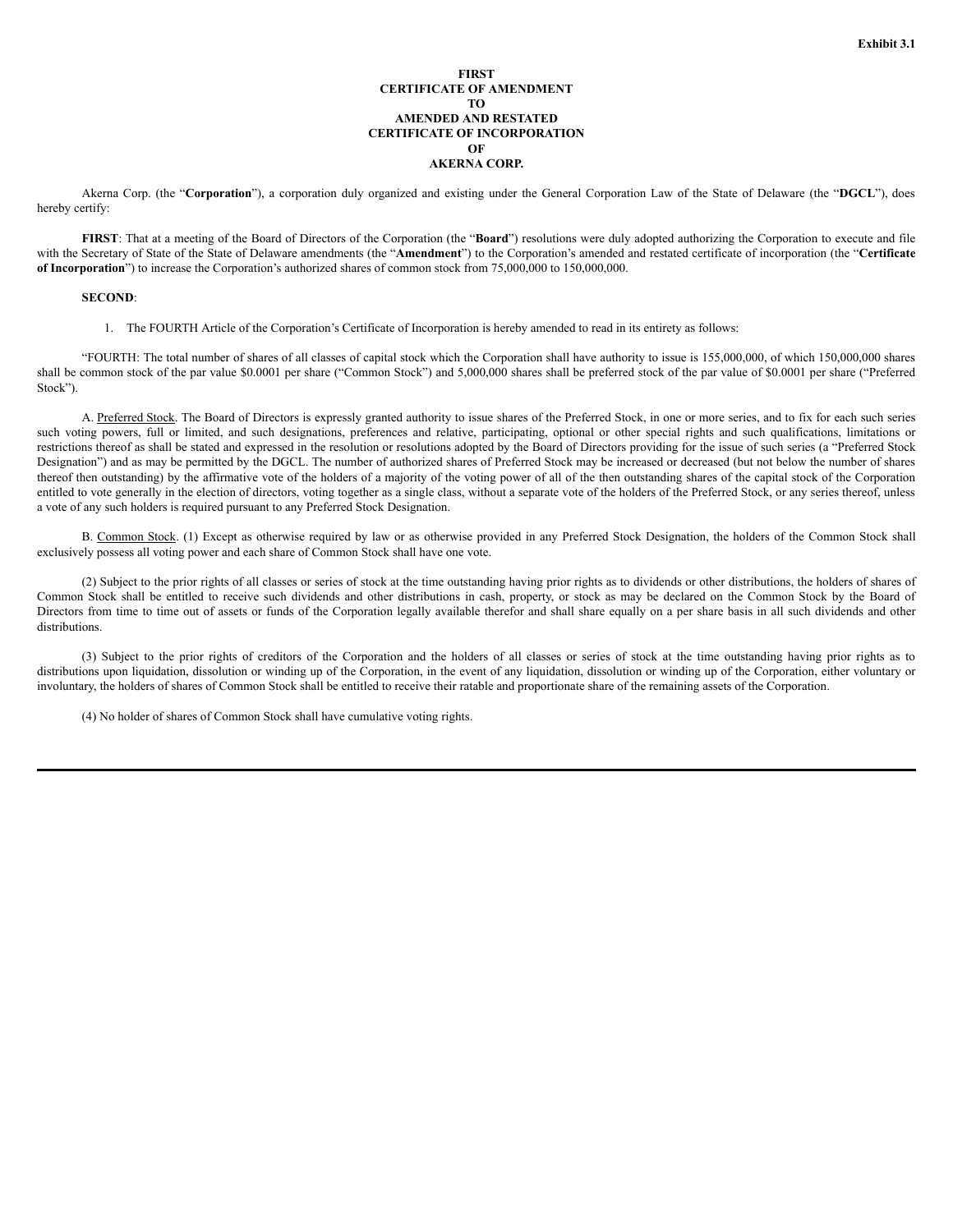Exhibit 3.1

**FIRST**
**CERTIFICATE OF AMENDMENT**
**TO**
**AMENDED AND RESTATED**
**CERTIFICATE OF INCORPORATION**
**OF**
**AKERNA CORP.**

Akerna Corp. (the "**Corporation**"), a corporation duly organized and existing under the General Corporation Law of the State of Delaware (the "**DGCL**"), does hereby certify:

**FIRST**: That at a meeting of the Board of Directors of the Corporation (the "**Board**") resolutions were duly adopted authorizing the Corporation to execute and file with the Secretary of State of the State of Delaware amendments (the "**Amendment**") to the Corporation's amended and restated certificate of incorporation (the "**Certificate of Incorporation**") to increase the Corporation's authorized shares of common stock from 75,000,000 to 150,000,000.

**SECOND**:

1. The FOURTH Article of the Corporation's Certificate of Incorporation is hereby amended to read in its entirety as follows:

"FOURTH: The total number of shares of all classes of capital stock which the Corporation shall have authority to issue is 155,000,000, of which 150,000,000 shares shall be common stock of the par value $0.0001 per share ("Common Stock") and 5,000,000 shares shall be preferred stock of the par value of $0.0001 per share ("Preferred Stock").

A. Preferred Stock. The Board of Directors is expressly granted authority to issue shares of the Preferred Stock, in one or more series, and to fix for each such series such voting powers, full or limited, and such designations, preferences and relative, participating, optional or other special rights and such qualifications, limitations or restrictions thereof as shall be stated and expressed in the resolution or resolutions adopted by the Board of Directors providing for the issue of such series (a "Preferred Stock Designation") and as may be permitted by the DGCL. The number of authorized shares of Preferred Stock may be increased or decreased (but not below the number of shares thereof then outstanding) by the affirmative vote of the holders of a majority of the voting power of all of the then outstanding shares of the capital stock of the Corporation entitled to vote generally in the election of directors, voting together as a single class, without a separate vote of the holders of the Preferred Stock, or any series thereof, unless a vote of any such holders is required pursuant to any Preferred Stock Designation.

B. Common Stock. (1) Except as otherwise required by law or as otherwise provided in any Preferred Stock Designation, the holders of the Common Stock shall exclusively possess all voting power and each share of Common Stock shall have one vote.

(2) Subject to the prior rights of all classes or series of stock at the time outstanding having prior rights as to dividends or other distributions, the holders of shares of Common Stock shall be entitled to receive such dividends and other distributions in cash, property, or stock as may be declared on the Common Stock by the Board of Directors from time to time out of assets or funds of the Corporation legally available therefor and shall share equally on a per share basis in all such dividends and other distributions.

(3) Subject to the prior rights of creditors of the Corporation and the holders of all classes or series of stock at the time outstanding having prior rights as to distributions upon liquidation, dissolution or winding up of the Corporation, in the event of any liquidation, dissolution or winding up of the Corporation, either voluntary or involuntary, the holders of shares of Common Stock shall be entitled to receive their ratable and proportionate share of the remaining assets of the Corporation.

(4) No holder of shares of Common Stock shall have cumulative voting rights.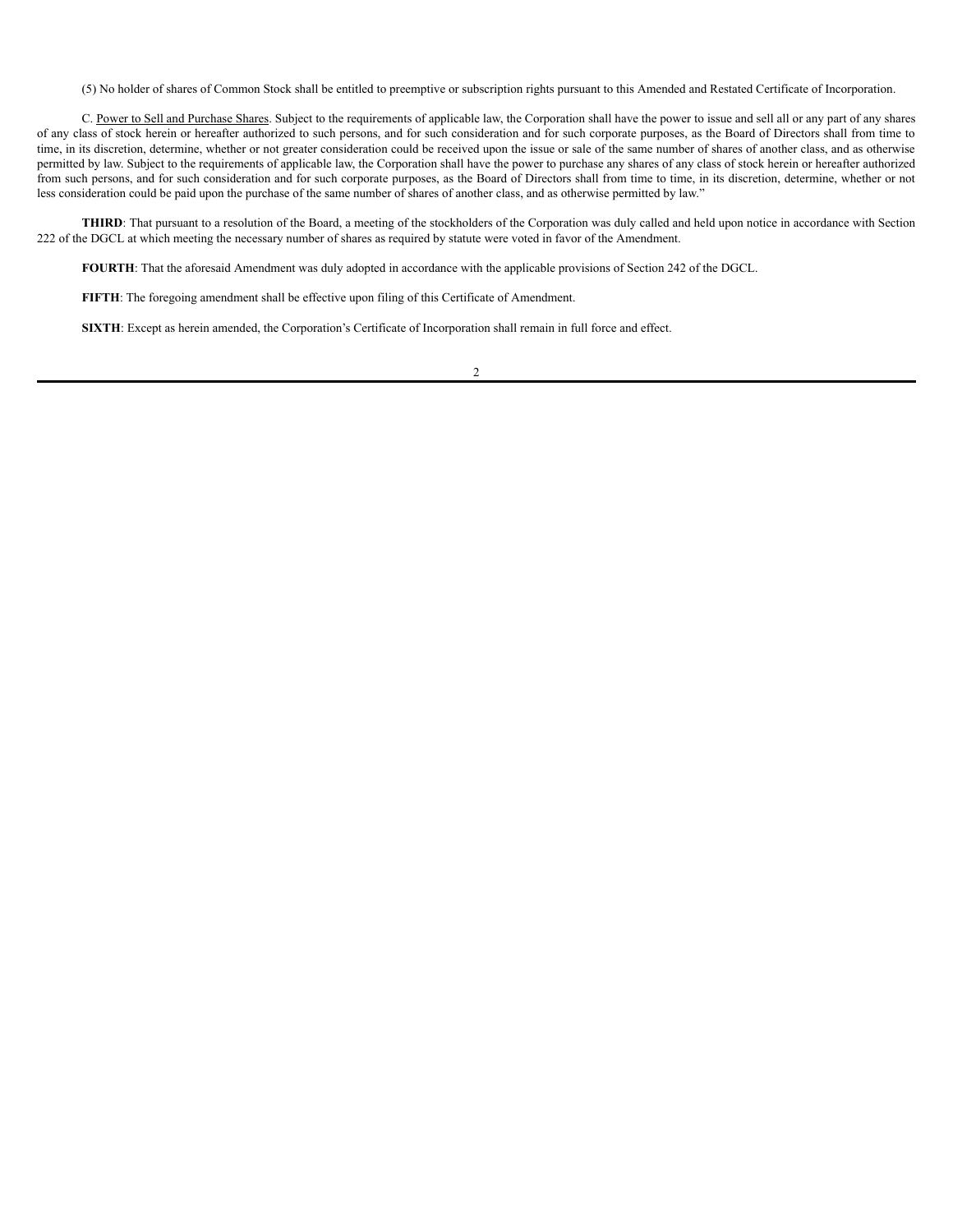(5) No holder of shares of Common Stock shall be entitled to preemptive or subscription rights pursuant to this Amended and Restated Certificate of Incorporation.

C. Power to Sell and Purchase Shares. Subject to the requirements of applicable law, the Corporation shall have the power to issue and sell all or any part of any shares of any class of stock herein or hereafter authorized to such persons, and for such consideration and for such corporate purposes, as the Board of Directors shall from time to time, in its discretion, determine, whether or not greater consideration could be received upon the issue or sale of the same number of shares of another class, and as otherwise permitted by law. Subject to the requirements of applicable law, the Corporation shall have the power to purchase any shares of any class of stock herein or hereafter authorized from such persons, and for such consideration and for such corporate purposes, as the Board of Directors shall from time to time, in its discretion, determine, whether or not less consideration could be paid upon the purchase of the same number of shares of another class, and as otherwise permitted by law."

**THIRD**: That pursuant to a resolution of the Board, a meeting of the stockholders of the Corporation was duly called and held upon notice in accordance with Section 222 of the DGCL at which meeting the necessary number of shares as required by statute were voted in favor of the Amendment.

**FOURTH**: That the aforesaid Amendment was duly adopted in accordance with the applicable provisions of Section 242 of the DGCL.

**FIFTH**: The foregoing amendment shall be effective upon filing of this Certificate of Amendment.

**SIXTH**: Except as herein amended, the Corporation's Certificate of Incorporation shall remain in full force and effect.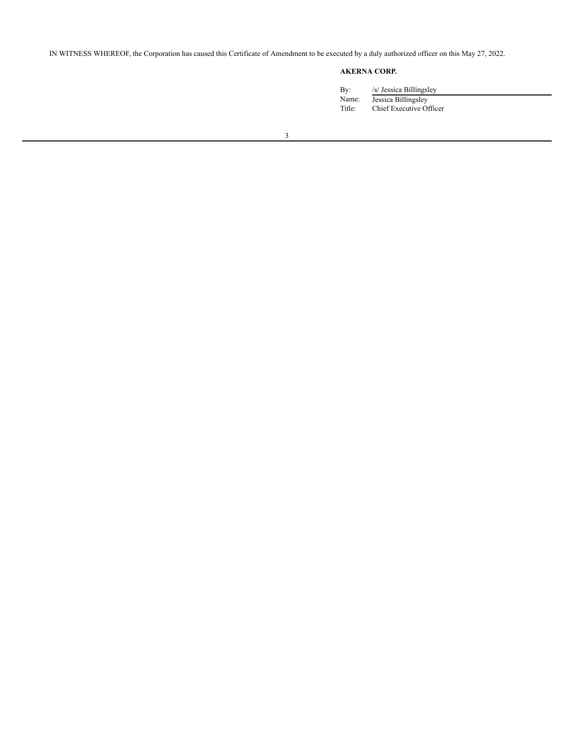IN WITNESS WHEREOF, the Corporation has caused this Certificate of Amendment to be executed by a duly authorized officer on this May 27, 2022.

**AKERNA CORP.**

| | |
|---|---|
| By: | /s/ Jessica Billingsley |
| Name: | Jessica Billingsley |
| Title: | Chief Executive Officer |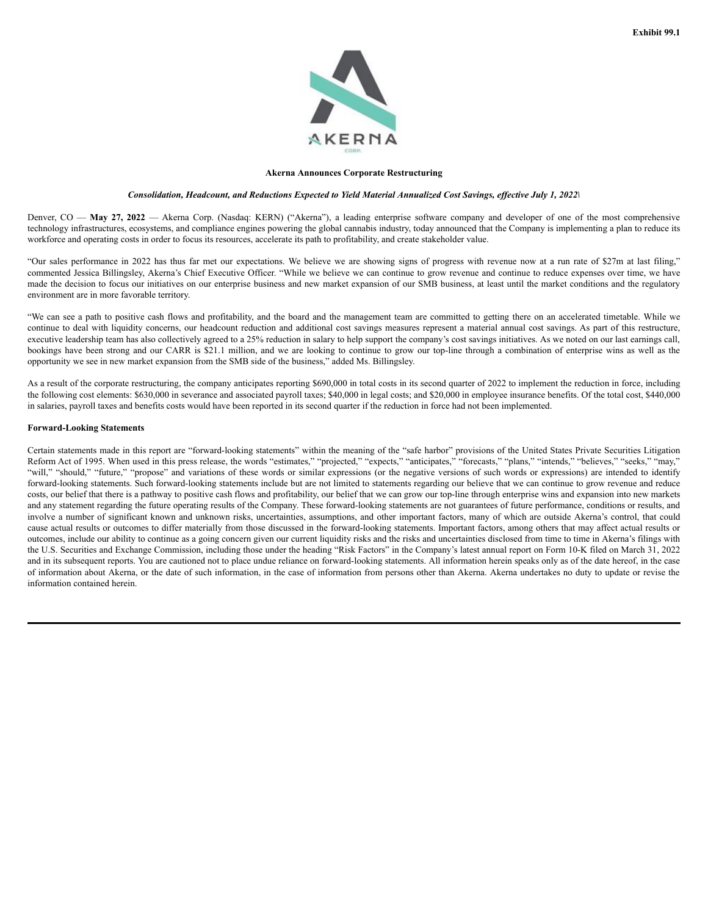**Exhibit 99.1**

**Akerna Announces Corporate Restructuring**

***Consolidation, Headcount, and Reductions Expected to Yield Material Annualized Cost Savings, effective July 1, 2022\***

Denver, CO — **May 27, 2022** — Akerna Corp. (Nasdaq: KERN) ("Akerna"), a leading enterprise software company and developer of one of the most comprehensive technology infrastructures, ecosystems, and compliance engines powering the global cannabis industry, today announced that the Company is implementing a plan to reduce its workforce and operating costs in order to focus its resources, accelerate its path to profitability, and create stakeholder value.

"Our sales performance in 2022 has thus far met our expectations. We believe we are showing signs of progress with revenue now at a run rate of $27m at last filing," commented Jessica Billingsley, Akerna's Chief Executive Officer. "While we believe we can continue to grow revenue and continue to reduce expenses over time, we have made the decision to focus our initiatives on our enterprise business and new market expansion of our SMB business, at least until the market conditions and the regulatory environment are in more favorable territory.

"We can see a path to positive cash flows and profitability, and the board and the management team are committed to getting there on an accelerated timetable. While we continue to deal with liquidity concerns, our headcount reduction and additional cost savings measures represent a material annual cost savings. As part of this restructure, executive leadership team has also collectively agreed to a 25% reduction in salary to help support the company's cost savings initiatives. As we noted on our last earnings call, bookings have been strong and our CARR is $21.1 million, and we are looking to continue to grow our top-line through a combination of enterprise wins as well as the opportunity we see in new market expansion from the SMB side of the business," added Ms. Billingsley.

As a result of the corporate restructuring, the company anticipates reporting $690,000 in total costs in its second quarter of 2022 to implement the reduction in force, including the following cost elements: $630,000 in severance and associated payroll taxes; $40,000 in legal costs; and $20,000 in employee insurance benefits. Of the total cost, $440,000 in salaries, payroll taxes and benefits costs would have been reported in its second quarter if the reduction in force had not been implemented.

**Forward-Looking Statements**

Certain statements made in this report are "forward-looking statements" within the meaning of the "safe harbor" provisions of the United States Private Securities Litigation Reform Act of 1995. When used in this press release, the words "estimates," "projected," "expects," "anticipates," "forecasts," "plans," "intends," "believes," "seeks," "may," "will," "should," "future," "propose" and variations of these words or similar expressions (or the negative versions of such words or expressions) are intended to identify forward-looking statements. Such forward-looking statements include but are not limited to statements regarding our believe that we can continue to grow revenue and reduce costs, our belief that there is a pathway to positive cash flows and profitability, our belief that we can grow our top-line through enterprise wins and expansion into new markets and any statement regarding the future operating results of the Company. These forward-looking statements are not guarantees of future performance, conditions or results, and involve a number of significant known and unknown risks, uncertainties, assumptions, and other important factors, many of which are outside Akerna's control, that could cause actual results or outcomes to differ materially from those discussed in the forward-looking statements. Important factors, among others that may affect actual results or outcomes, include our ability to continue as a going concern given our current liquidity risks and the risks and uncertainties disclosed from time to time in Akerna's filings with the U.S. Securities and Exchange Commission, including those under the heading "Risk Factors" in the Company's latest annual report on Form 10-K filed on March 31, 2022 and in its subsequent reports. You are cautioned not to place undue reliance on forward-looking statements. All information herein speaks only as of the date hereof, in the case of information about Akerna, or the date of such information, in the case of information from persons other than Akerna. Akerna undertakes no duty to update or revise the information contained herein.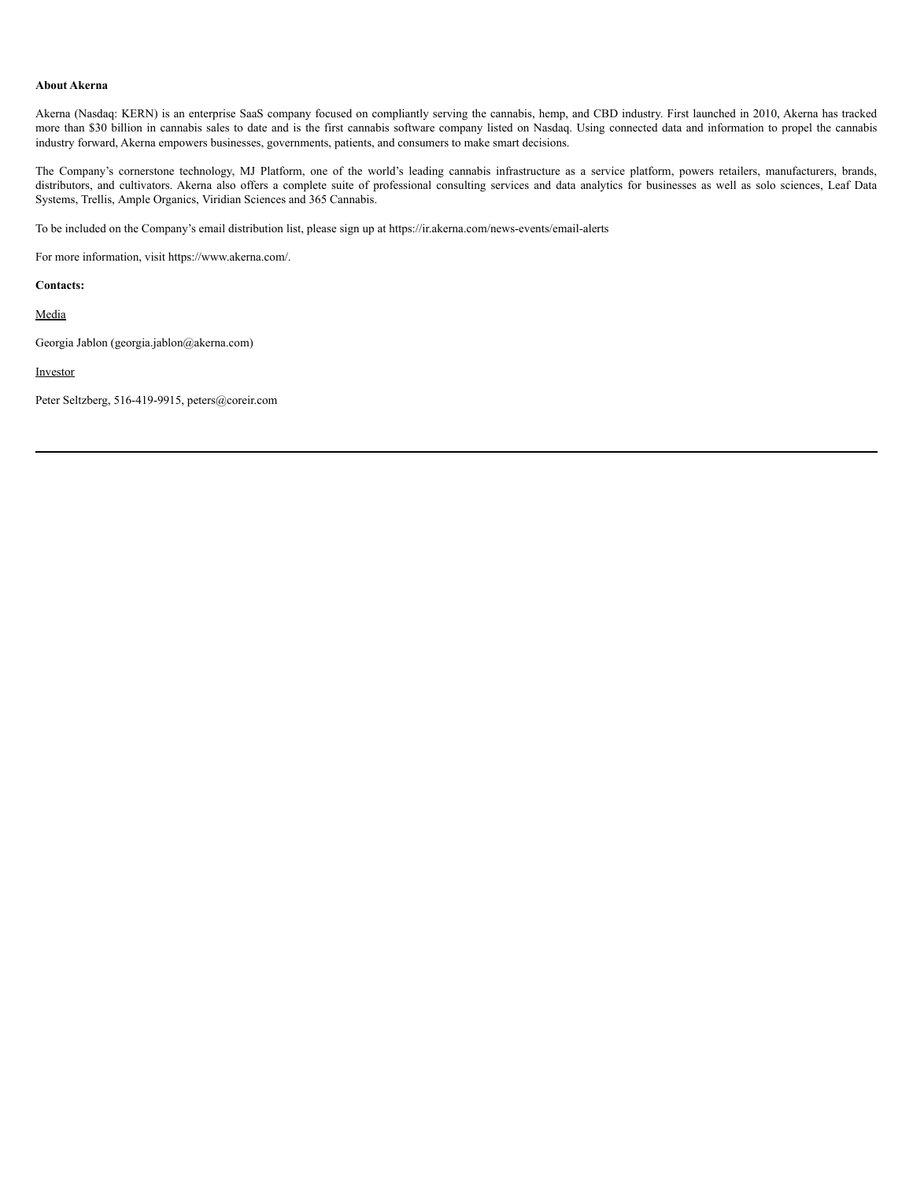**About Akerna**

Akerna (Nasdaq: KERN) is an enterprise SaaS company focused on compliantly serving the cannabis, hemp, and CBD industry. First launched in 2010, Akerna has tracked more than $30 billion in cannabis sales to date and is the first cannabis software company listed on Nasdaq. Using connected data and information to propel the cannabis industry forward, Akerna empowers businesses, governments, patients, and consumers to make smart decisions.

The Company's cornerstone technology, MJ Platform, one of the world's leading cannabis infrastructure as a service platform, powers retailers, manufacturers, brands, distributors, and cultivators. Akerna also offers a complete suite of professional consulting services and data analytics for businesses as well as solo sciences, Leaf Data Systems, Trellis, Ample Organics, Viridian Sciences and 365 Cannabis.

To be included on the Company's email distribution list, please sign up at https://ir.akerna.com/news-events/email-alerts

For more information, visit https://www.akerna.com/.

**Contacts:**

Media

Georgia Jablon (georgia.jablon@akerna.com)

Investor

Peter Seltzberg, 516-419-9915, peters@coreir.com